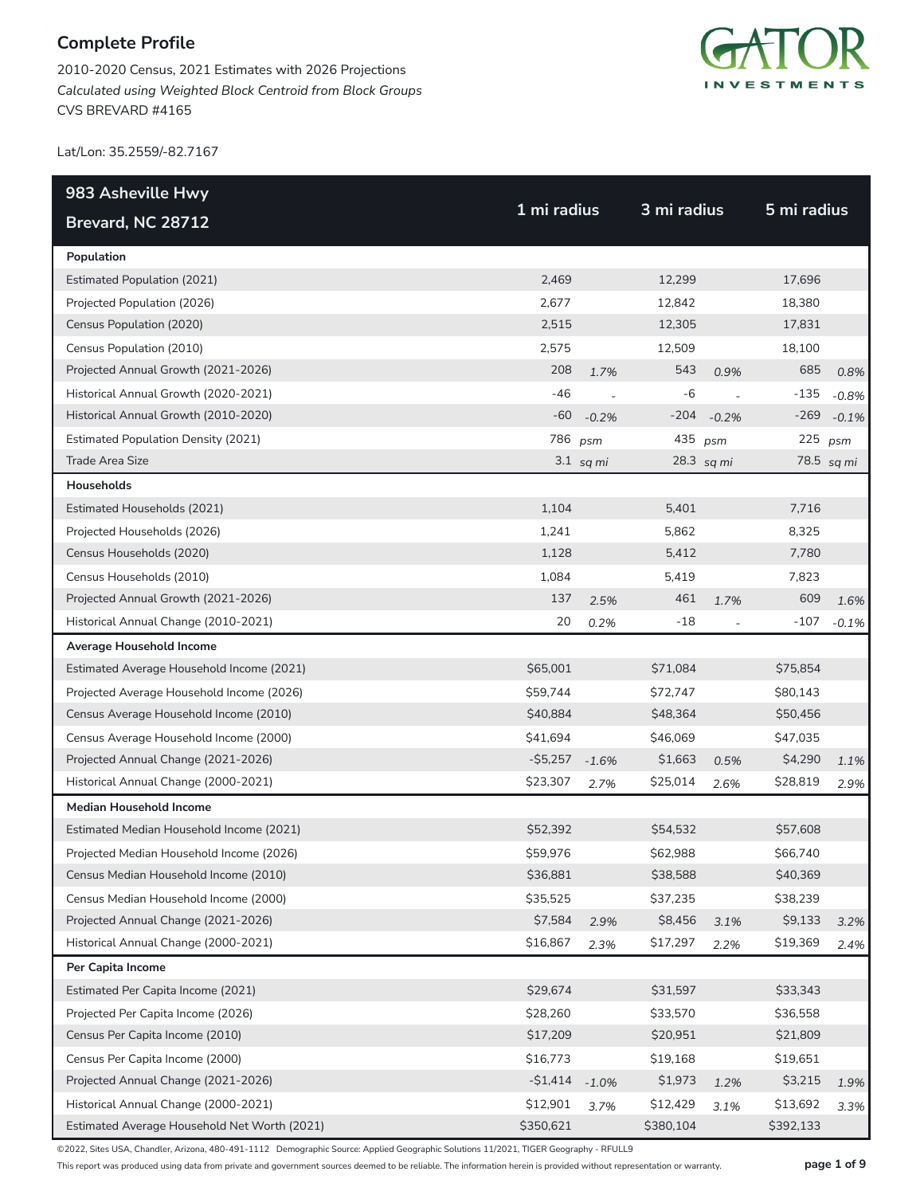# Complete Profile

2010-2020 Census, 2021 Estimates with 2026 Projections

*Calculated using Weighted Block Centroid from Block Groups*

CVS BREVARD #4165

Lat/Lon: 35.2559/-82.7167

| 983 Asheville Hwy Brevard, NC 28712 | 1 mi radius | | 3 mi radius | | 5 mi radius | |
|---|---|---|---|---|---|---|
| **Population** | | | | | | |
| Estimated Population (2021) | 2,469 | | 12,299 | | 17,696 | |
| Projected Population (2026) | 2,677 | | 12,842 | | 18,380 | |
| Census Population (2020) | 2,515 | | 12,305 | | 17,831 | |
| Census Population (2010) | 2,575 | | 12,509 | | 18,100 | |
| Projected Annual Growth (2021-2026) | 208 | *1.7%* | 543 | *0.9%* | 685 | *0.8%* |
| Historical Annual Growth (2020-2021) | -46 | - | -6 | - | -135 | *-0.8%* |
| Historical Annual Growth (2010-2020) | -60 | *-0.2%* | -204 | *-0.2%* | -269 | *-0.1%* |
| Estimated Population Density (2021) | 786 | *psm* | 435 | *psm* | 225 | *psm* |
| Trade Area Size | 3.1 | *sq mi* | 28.3 | *sq mi* | 78.5 | *sq mi* |
| **Households** | | | | | | |
| Estimated Households (2021) | 1,104 | | 5,401 | | 7,716 | |
| Projected Households (2026) | 1,241 | | 5,862 | | 8,325 | |
| Census Households (2020) | 1,128 | | 5,412 | | 7,780 | |
| Census Households (2010) | 1,084 | | 5,419 | | 7,823 | |
| Projected Annual Growth (2021-2026) | 137 | *2.5%* | 461 | *1.7%* | 609 | *1.6%* |
| Historical Annual Change (2010-2021) | 20 | *0.2%* | -18 | - | -107 | *-0.1%* |
| **Average Household Income** | | | | | | |
| Estimated Average Household Income (2021) | $65,001 | | $71,084 | | $75,854 | |
| Projected Average Household Income (2026) | $59,744 | | $72,747 | | $80,143 | |
| Census Average Household Income (2010) | $40,884 | | $48,364 | | $50,456 | |
| Census Average Household Income (2000) | $41,694 | | $46,069 | | $47,035 | |
| Projected Annual Change (2021-2026) | -$5,257 | *-1.6%* | $1,663 | *0.5%* | $4,290 | *1.1%* |
| Historical Annual Change (2000-2021) | $23,307 | *2.7%* | $25,014 | *2.6%* | $28,819 | *2.9%* |
| **Median Household Income** | | | | | | |
| Estimated Median Household Income (2021) | $52,392 | | $54,532 | | $57,608 | |
| Projected Median Household Income (2026) | $59,976 | | $62,988 | | $66,740 | |
| Census Median Household Income (2010) | $36,881 | | $38,588 | | $40,369 | |
| Census Median Household Income (2000) | $35,525 | | $37,235 | | $38,239 | |
| Projected Annual Change (2021-2026) | $7,584 | *2.9%* | $8,456 | *3.1%* | $9,133 | *3.2%* |
| Historical Annual Change (2000-2021) | $16,867 | *2.3%* | $17,297 | *2.2%* | $19,369 | *2.4%* |
| **Per Capita Income** | | | | | | |
| Estimated Per Capita Income (2021) | $29,674 | | $31,597 | | $33,343 | |
| Projected Per Capita Income (2026) | $28,260 | | $33,570 | | $36,558 | |
| Census Per Capita Income (2010) | $17,209 | | $20,951 | | $21,809 | |
| Census Per Capita Income (2000) | $16,773 | | $19,168 | | $19,651 | |
| Projected Annual Change (2021-2026) | -$1,414 | *-1.0%* | $1,973 | *1.2%* | $3,215 | *1.9%* |
| Historical Annual Change (2000-2021) | $12,901 | *3.7%* | $12,429 | *3.1%* | $13,692 | *3.3%* |
| Estimated Average Household Net Worth (2021) | $350,621 | | $380,104 | | $392,133 | |

©2022, Sites USA, Chandler, Arizona, 480-491-1112 Demographic Source: Applied Geographic Solutions 11/2021, TIGER Geography - RFULL9

This report was produced using data from private and government sources deemed to be reliable. The information herein is provided without representation or warranty.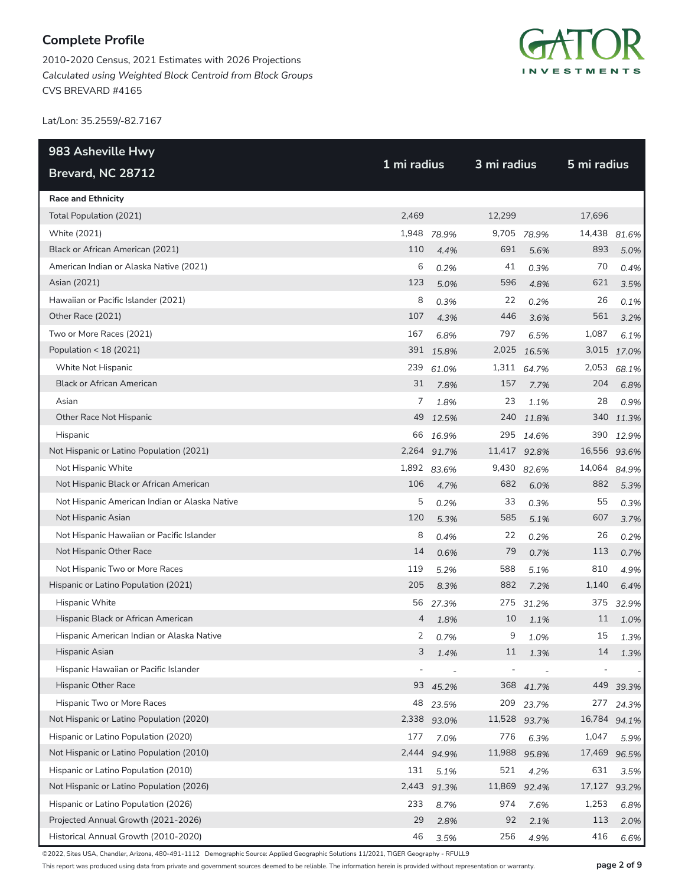## Complete Profile

2010-2020 Census, 2021 Estimates with 2026 Projections
*Calculated using Weighted Block Centroid from Block Groups*
CVS BREVARD #4165

Lat/Lon: 35.2559/-82.7167

| 983 Asheville Hwy Brevard, NC 28712 | 1 mi radius | | 3 mi radius | | 5 mi radius | |
|---|---|---|---|---|---|---|
| **Race and Ethnicity** | | | | | | |
| Total Population (2021) | 2,469 | | 12,299 | | 17,696 | |
| White (2021) | 1,948 | *78.9%* | 9,705 | *78.9%* | 14,438 | *81.6%* |
| Black or African American (2021) | 110 | *4.4%* | 691 | *5.6%* | 893 | *5.0%* |
| American Indian or Alaska Native (2021) | 6 | *0.2%* | 41 | *0.3%* | 70 | *0.4%* |
| Asian (2021) | 123 | *5.0%* | 596 | *4.8%* | 621 | *3.5%* |
| Hawaiian or Pacific Islander (2021) | 8 | *0.3%* | 22 | *0.2%* | 26 | *0.1%* |
| Other Race (2021) | 107 | *4.3%* | 446 | *3.6%* | 561 | *3.2%* |
| Two or More Races (2021) | 167 | *6.8%* | 797 | *6.5%* | 1,087 | *6.1%* |
| Population < 18 (2021) | 391 | *15.8%* | 2,025 | *16.5%* | 3,015 | *17.0%* |
| White Not Hispanic | 239 | *61.0%* | 1,311 | *64.7%* | 2,053 | *68.1%* |
| Black or African American | 31 | *7.8%* | 157 | *7.7%* | 204 | *6.8%* |
| Asian | 7 | *1.8%* | 23 | *1.1%* | 28 | *0.9%* |
| Other Race Not Hispanic | 49 | *12.5%* | 240 | *11.8%* | 340 | *11.3%* |
| Hispanic | 66 | *16.9%* | 295 | *14.6%* | 390 | *12.9%* |
| Not Hispanic or Latino Population (2021) | 2,264 | *91.7%* | 11,417 | *92.8%* | 16,556 | *93.6%* |
| Not Hispanic White | 1,892 | *83.6%* | 9,430 | *82.6%* | 14,064 | *84.9%* |
| Not Hispanic Black or African American | 106 | *4.7%* | 682 | *6.0%* | 882 | *5.3%* |
| Not Hispanic American Indian or Alaska Native | 5 | *0.2%* | 33 | *0.3%* | 55 | *0.3%* |
| Not Hispanic Asian | 120 | *5.3%* | 585 | *5.1%* | 607 | *3.7%* |
| Not Hispanic Hawaiian or Pacific Islander | 8 | *0.4%* | 22 | *0.2%* | 26 | *0.2%* |
| Not Hispanic Other Race | 14 | *0.6%* | 79 | *0.7%* | 113 | *0.7%* |
| Not Hispanic Two or More Races | 119 | *5.2%* | 588 | *5.1%* | 810 | *4.9%* |
| Hispanic or Latino Population (2021) | 205 | *8.3%* | 882 | *7.2%* | 1,140 | *6.4%* |
| Hispanic White | 56 | *27.3%* | 275 | *31.2%* | 375 | *32.9%* |
| Hispanic Black or African American | 4 | *1.8%* | 10 | *1.1%* | 11 | *1.0%* |
| Hispanic American Indian or Alaska Native | 2 | *0.7%* | 9 | *1.0%* | 15 | *1.3%* |
| Hispanic Asian | 3 | *1.4%* | 11 | *1.3%* | 14 | *1.3%* |
| Hispanic Hawaiian or Pacific Islander | - | - | - | - | - | - |
| Hispanic Other Race | 93 | *45.2%* | 368 | *41.7%* | 449 | *39.3%* |
| Hispanic Two or More Races | 48 | *23.5%* | 209 | *23.7%* | 277 | *24.3%* |
| Not Hispanic or Latino Population (2020) | 2,338 | *93.0%* | 11,528 | *93.7%* | 16,784 | *94.1%* |
| Hispanic or Latino Population (2020) | 177 | *7.0%* | 776 | *6.3%* | 1,047 | *5.9%* |
| Not Hispanic or Latino Population (2010) | 2,444 | *94.9%* | 11,988 | *95.8%* | 17,469 | *96.5%* |
| Hispanic or Latino Population (2010) | 131 | *5.1%* | 521 | *4.2%* | 631 | *3.5%* |
| Not Hispanic or Latino Population (2026) | 2,443 | *91.3%* | 11,869 | *92.4%* | 17,127 | *93.2%* |
| Hispanic or Latino Population (2026) | 233 | *8.7%* | 974 | *7.6%* | 1,253 | *6.8%* |
| Projected Annual Growth (2021-2026) | 29 | *2.8%* | 92 | *2.1%* | 113 | *2.0%* |
| Historical Annual Growth (2010-2020) | 46 | *3.5%* | 256 | *4.9%* | 416 | *6.6%* |

©2022, Sites USA, Chandler, Arizona, 480-491-1112 Demographic Source: Applied Geographic Solutions 11/2021, TIGER Geography - RFULL9

This report was produced using data from private and government sources deemed to be reliable. The information herein is provided without representation or warranty.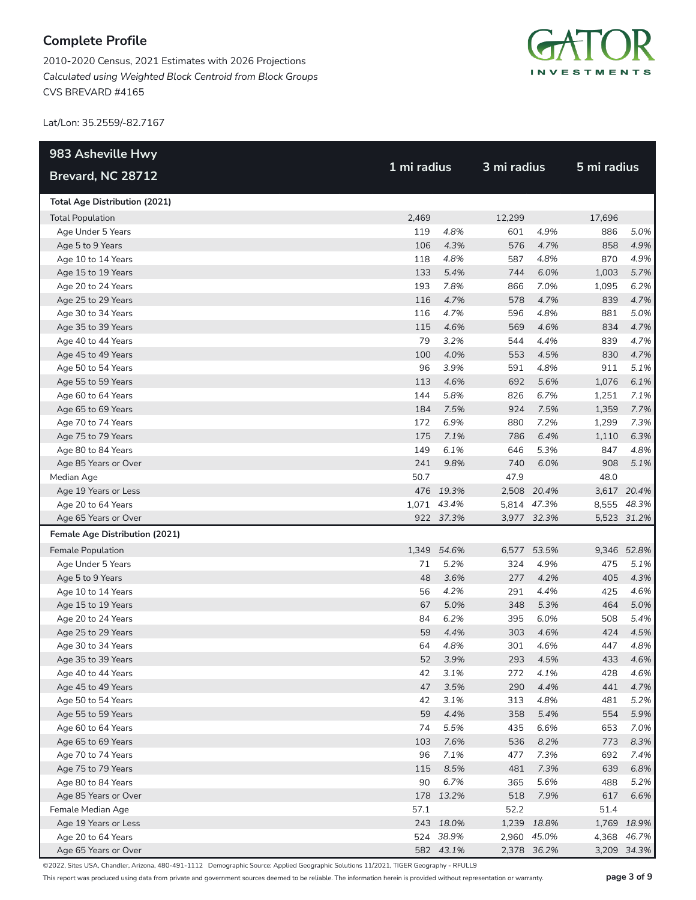## Complete Profile

2010-2020 Census, 2021 Estimates with 2026 Projections
*Calculated using Weighted Block Centroid from Block Groups*
CVS BREVARD #4165

Lat/Lon: 35.2559/-82.7167

| 983 Asheville Hwy Brevard, NC 28712 | 1 mi radius | | 3 mi radius | | 5 mi radius | |
|---|---|---|---|---|---|---|
| **Total Age Distribution (2021)** | | | | | | |
| Total Population | 2,469 | | 12,299 | | 17,696 | |
| Age Under 5 Years | 119 | *4.8%* | 601 | *4.9%* | 886 | *5.0%* |
| Age 5 to 9 Years | 106 | *4.3%* | 576 | *4.7%* | 858 | *4.9%* |
| Age 10 to 14 Years | 118 | *4.8%* | 587 | *4.8%* | 870 | *4.9%* |
| Age 15 to 19 Years | 133 | *5.4%* | 744 | *6.0%* | 1,003 | *5.7%* |
| Age 20 to 24 Years | 193 | *7.8%* | 866 | *7.0%* | 1,095 | *6.2%* |
| Age 25 to 29 Years | 116 | *4.7%* | 578 | *4.7%* | 839 | *4.7%* |
| Age 30 to 34 Years | 116 | *4.7%* | 596 | *4.8%* | 881 | *5.0%* |
| Age 35 to 39 Years | 115 | *4.6%* | 569 | *4.6%* | 834 | *4.7%* |
| Age 40 to 44 Years | 79 | *3.2%* | 544 | *4.4%* | 839 | *4.7%* |
| Age 45 to 49 Years | 100 | *4.0%* | 553 | *4.5%* | 830 | *4.7%* |
| Age 50 to 54 Years | 96 | *3.9%* | 591 | *4.8%* | 911 | *5.1%* |
| Age 55 to 59 Years | 113 | *4.6%* | 692 | *5.6%* | 1,076 | *6.1%* |
| Age 60 to 64 Years | 144 | *5.8%* | 826 | *6.7%* | 1,251 | *7.1%* |
| Age 65 to 69 Years | 184 | *7.5%* | 924 | *7.5%* | 1,359 | *7.7%* |
| Age 70 to 74 Years | 172 | *6.9%* | 880 | *7.2%* | 1,299 | *7.3%* |
| Age 75 to 79 Years | 175 | *7.1%* | 786 | *6.4%* | 1,110 | *6.3%* |
| Age 80 to 84 Years | 149 | *6.1%* | 646 | *5.3%* | 847 | *4.8%* |
| Age 85 Years or Over | 241 | *9.8%* | 740 | *6.0%* | 908 | *5.1%* |
| Median Age | 50.7 | | 47.9 | | 48.0 | |
| Age 19 Years or Less | 476 | *19.3%* | 2,508 | *20.4%* | 3,617 | *20.4%* |
| Age 20 to 64 Years | 1,071 | *43.4%* | 5,814 | *47.3%* | 8,555 | *48.3%* |
| Age 65 Years or Over | 922 | *37.3%* | 3,977 | *32.3%* | 5,523 | *31.2%* |
| **Female Age Distribution (2021)** | | | | | | |
| Female Population | 1,349 | *54.6%* | 6,577 | *53.5%* | 9,346 | *52.8%* |
| Age Under 5 Years | 71 | *5.2%* | 324 | *4.9%* | 475 | *5.1%* |
| Age 5 to 9 Years | 48 | *3.6%* | 277 | *4.2%* | 405 | *4.3%* |
| Age 10 to 14 Years | 56 | *4.2%* | 291 | *4.4%* | 425 | *4.6%* |
| Age 15 to 19 Years | 67 | *5.0%* | 348 | *5.3%* | 464 | *5.0%* |
| Age 20 to 24 Years | 84 | *6.2%* | 395 | *6.0%* | 508 | *5.4%* |
| Age 25 to 29 Years | 59 | *4.4%* | 303 | *4.6%* | 424 | *4.5%* |
| Age 30 to 34 Years | 64 | *4.8%* | 301 | *4.6%* | 447 | *4.8%* |
| Age 35 to 39 Years | 52 | *3.9%* | 293 | *4.5%* | 433 | *4.6%* |
| Age 40 to 44 Years | 42 | *3.1%* | 272 | *4.1%* | 428 | *4.6%* |
| Age 45 to 49 Years | 47 | *3.5%* | 290 | *4.4%* | 441 | *4.7%* |
| Age 50 to 54 Years | 42 | *3.1%* | 313 | *4.8%* | 481 | *5.2%* |
| Age 55 to 59 Years | 59 | *4.4%* | 358 | *5.4%* | 554 | *5.9%* |
| Age 60 to 64 Years | 74 | *5.5%* | 435 | *6.6%* | 653 | *7.0%* |
| Age 65 to 69 Years | 103 | *7.6%* | 536 | *8.2%* | 773 | *8.3%* |
| Age 70 to 74 Years | 96 | *7.1%* | 477 | *7.3%* | 692 | *7.4%* |
| Age 75 to 79 Years | 115 | *8.5%* | 481 | *7.3%* | 639 | *6.8%* |
| Age 80 to 84 Years | 90 | *6.7%* | 365 | *5.6%* | 488 | *5.2%* |
| Age 85 Years or Over | 178 | *13.2%* | 518 | *7.9%* | 617 | *6.6%* |
| Female Median Age | 57.1 | | 52.2 | | 51.4 | |
| Age 19 Years or Less | 243 | *18.0%* | 1,239 | *18.8%* | 1,769 | *18.9%* |
| Age 20 to 64 Years | 524 | *38.9%* | 2,960 | *45.0%* | 4,368 | *46.7%* |
| Age 65 Years or Over | 582 | *43.1%* | 2,378 | *36.2%* | 3,209 | *34.3%* |

©2022, Sites USA, Chandler, Arizona, 480-491-1112 Demographic Source: Applied Geographic Solutions 11/2021, TIGER Geography - RFULL9

This report was produced using data from private and government sources deemed to be reliable. The information herein is provided without representation or warranty.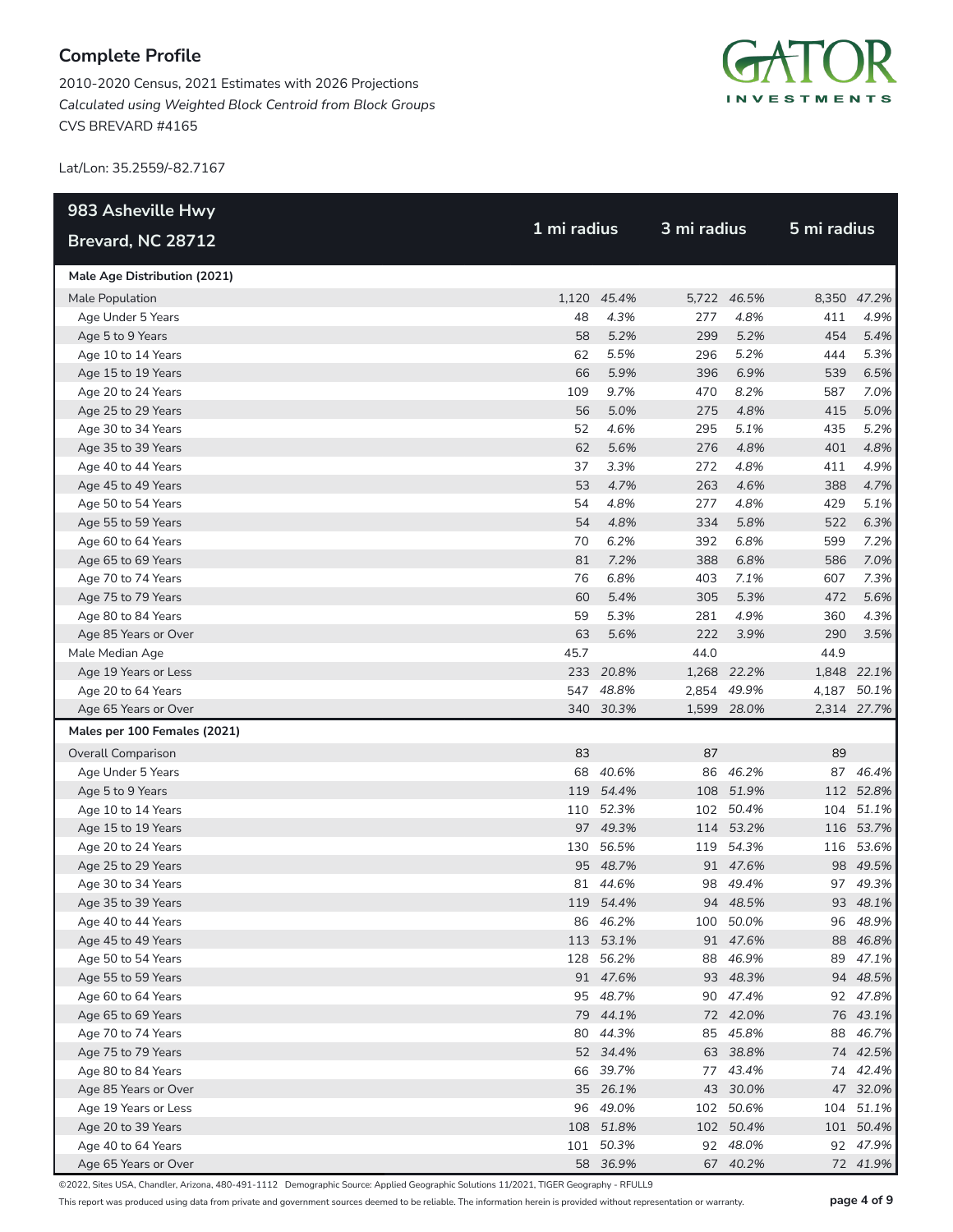## Complete Profile

2010-2020 Census, 2021 Estimates with 2026 Projections

*Calculated using Weighted Block Centroid from Block Groups*

CVS BREVARD #4165

Lat/Lon: 35.2559/-82.7167

| 983 Asheville Hwy Brevard, NC 28712 | 1 mi radius | | 3 mi radius | | 5 mi radius | |
|---|---|---|---|---|---|---|
| **Male Age Distribution (2021)** | | | | | | |
| Male Population | 1,120 | *45.4%* | 5,722 | *46.5%* | 8,350 | *47.2%* |
| Age Under 5 Years | 48 | *4.3%* | 277 | *4.8%* | 411 | *4.9%* |
| Age 5 to 9 Years | 58 | *5.2%* | 299 | *5.2%* | 454 | *5.4%* |
| Age 10 to 14 Years | 62 | *5.5%* | 296 | *5.2%* | 444 | *5.3%* |
| Age 15 to 19 Years | 66 | *5.9%* | 396 | *6.9%* | 539 | *6.5%* |
| Age 20 to 24 Years | 109 | *9.7%* | 470 | *8.2%* | 587 | *7.0%* |
| Age 25 to 29 Years | 56 | *5.0%* | 275 | *4.8%* | 415 | *5.0%* |
| Age 30 to 34 Years | 52 | *4.6%* | 295 | *5.1%* | 435 | *5.2%* |
| Age 35 to 39 Years | 62 | *5.6%* | 276 | *4.8%* | 401 | *4.8%* |
| Age 40 to 44 Years | 37 | *3.3%* | 272 | *4.8%* | 411 | *4.9%* |
| Age 45 to 49 Years | 53 | *4.7%* | 263 | *4.6%* | 388 | *4.7%* |
| Age 50 to 54 Years | 54 | *4.8%* | 277 | *4.8%* | 429 | *5.1%* |
| Age 55 to 59 Years | 54 | *4.8%* | 334 | *5.8%* | 522 | *6.3%* |
| Age 60 to 64 Years | 70 | *6.2%* | 392 | *6.8%* | 599 | *7.2%* |
| Age 65 to 69 Years | 81 | *7.2%* | 388 | *6.8%* | 586 | *7.0%* |
| Age 70 to 74 Years | 76 | *6.8%* | 403 | *7.1%* | 607 | *7.3%* |
| Age 75 to 79 Years | 60 | *5.4%* | 305 | *5.3%* | 472 | *5.6%* |
| Age 80 to 84 Years | 59 | *5.3%* | 281 | *4.9%* | 360 | *4.3%* |
| Age 85 Years or Over | 63 | *5.6%* | 222 | *3.9%* | 290 | *3.5%* |
| Male Median Age | 45.7 | | 44.0 | | 44.9 | |
| Age 19 Years or Less | 233 | *20.8%* | 1,268 | *22.2%* | 1,848 | *22.1%* |
| Age 20 to 64 Years | 547 | *48.8%* | 2,854 | *49.9%* | 4,187 | *50.1%* |
| Age 65 Years or Over | 340 | *30.3%* | 1,599 | *28.0%* | 2,314 | *27.7%* |
| **Males per 100 Females (2021)** | | | | | | |
| Overall Comparison | 83 | | 87 | | 89 | |
| Age Under 5 Years | 68 | *40.6%* | 86 | *46.2%* | 87 | *46.4%* |
| Age 5 to 9 Years | 119 | *54.4%* | 108 | *51.9%* | 112 | *52.8%* |
| Age 10 to 14 Years | 110 | *52.3%* | 102 | *50.4%* | 104 | *51.1%* |
| Age 15 to 19 Years | 97 | *49.3%* | 114 | *53.2%* | 116 | *53.7%* |
| Age 20 to 24 Years | 130 | *56.5%* | 119 | *54.3%* | 116 | *53.6%* |
| Age 25 to 29 Years | 95 | *48.7%* | 91 | *47.6%* | 98 | *49.5%* |
| Age 30 to 34 Years | 81 | *44.6%* | 98 | *49.4%* | 97 | *49.3%* |
| Age 35 to 39 Years | 119 | *54.4%* | 94 | *48.5%* | 93 | *48.1%* |
| Age 40 to 44 Years | 86 | *46.2%* | 100 | *50.0%* | 96 | *48.9%* |
| Age 45 to 49 Years | 113 | *53.1%* | 91 | *47.6%* | 88 | *46.8%* |
| Age 50 to 54 Years | 128 | *56.2%* | 88 | *46.9%* | 89 | *47.1%* |
| Age 55 to 59 Years | 91 | *47.6%* | 93 | *48.3%* | 94 | *48.5%* |
| Age 60 to 64 Years | 95 | *48.7%* | 90 | *47.4%* | 92 | *47.8%* |
| Age 65 to 69 Years | 79 | *44.1%* | 72 | *42.0%* | 76 | *43.1%* |
| Age 70 to 74 Years | 80 | *44.3%* | 85 | *45.8%* | 88 | *46.7%* |
| Age 75 to 79 Years | 52 | *34.4%* | 63 | *38.8%* | 74 | *42.5%* |
| Age 80 to 84 Years | 66 | *39.7%* | 77 | *43.4%* | 74 | *42.4%* |
| Age 85 Years or Over | 35 | *26.1%* | 43 | *30.0%* | 47 | *32.0%* |
| Age 19 Years or Less | 96 | *49.0%* | 102 | *50.6%* | 104 | *51.1%* |
| Age 20 to 39 Years | 108 | *51.8%* | 102 | *50.4%* | 101 | *50.4%* |
| Age 40 to 64 Years | 101 | *50.3%* | 92 | *48.0%* | 92 | *47.9%* |
| Age 65 Years or Over | 58 | *36.9%* | 67 | *40.2%* | 72 | *41.9%* |

©2022, Sites USA, Chandler, Arizona, 480-491-1112 Demographic Source: Applied Geographic Solutions 11/2021, TIGER Geography - RFULL9

This report was produced using data from private and government sources deemed to be reliable. The information herein is provided without representation or warranty.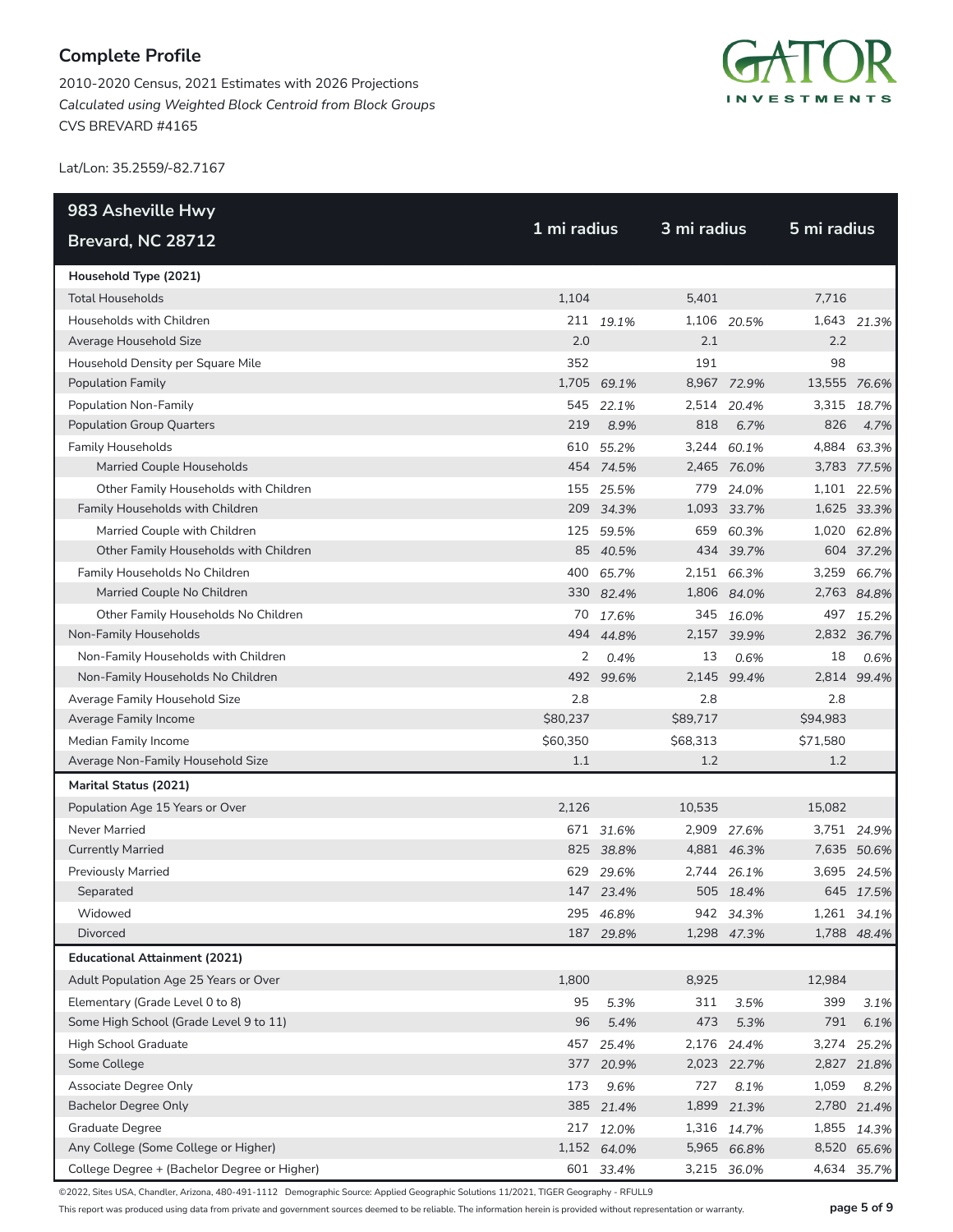## Complete Profile

2010-2020 Census, 2021 Estimates with 2026 Projections
*Calculated using Weighted Block Centroid from Block Groups*
CVS BREVARD #4165

Lat/Lon: 35.2559/-82.7167

| 983 Asheville Hwy Brevard, NC 28712 | 1 mi radius | | 3 mi radius | | 5 mi radius | |
|---|---|---|---|---|---|---|
| **Household Type (2021)** | | | | | | |
| Total Households | 1,104 | | 5,401 | | 7,716 | |
| Households with Children | 211 | *19.1%* | 1,106 | *20.5%* | 1,643 | *21.3%* |
| Average Household Size | 2.0 | | 2.1 | | 2.2 | |
| Household Density per Square Mile | 352 | | 191 | | 98 | |
| Population Family | 1,705 | *69.1%* | 8,967 | *72.9%* | 13,555 | *76.6%* |
| Population Non-Family | 545 | *22.1%* | 2,514 | *20.4%* | 3,315 | *18.7%* |
| Population Group Quarters | 219 | *8.9%* | 818 | *6.7%* | 826 | *4.7%* |
| Family Households | 610 | *55.2%* | 3,244 | *60.1%* | 4,884 | *63.3%* |
| Married Couple Households | 454 | *74.5%* | 2,465 | *76.0%* | 3,783 | *77.5%* |
| Other Family Households with Children | 155 | *25.5%* | 779 | *24.0%* | 1,101 | *22.5%* |
| Family Households with Children | 209 | *34.3%* | 1,093 | *33.7%* | 1,625 | *33.3%* |
| Married Couple with Children | 125 | *59.5%* | 659 | *60.3%* | 1,020 | *62.8%* |
| Other Family Households with Children | 85 | *40.5%* | 434 | *39.7%* | 604 | *37.2%* |
| Family Households No Children | 400 | *65.7%* | 2,151 | *66.3%* | 3,259 | *66.7%* |
| Married Couple No Children | 330 | *82.4%* | 1,806 | *84.0%* | 2,763 | *84.8%* |
| Other Family Households No Children | 70 | *17.6%* | 345 | *16.0%* | 497 | *15.2%* |
| Non-Family Households | 494 | *44.8%* | 2,157 | *39.9%* | 2,832 | *36.7%* |
| Non-Family Households with Children | 2 | *0.4%* | 13 | *0.6%* | 18 | *0.6%* |
| Non-Family Households No Children | 492 | *99.6%* | 2,145 | *99.4%* | 2,814 | *99.4%* |
| Average Family Household Size | 2.8 | | 2.8 | | 2.8 | |
| Average Family Income | $80,237 | | $89,717 | | $94,983 | |
| Median Family Income | $60,350 | | $68,313 | | $71,580 | |
| Average Non-Family Household Size | 1.1 | | 1.2 | | 1.2 | |
| **Marital Status (2021)** | | | | | | |
| Population Age 15 Years or Over | 2,126 | | 10,535 | | 15,082 | |
| Never Married | 671 | *31.6%* | 2,909 | *27.6%* | 3,751 | *24.9%* |
| Currently Married | 825 | *38.8%* | 4,881 | *46.3%* | 7,635 | *50.6%* |
| Previously Married | 629 | *29.6%* | 2,744 | *26.1%* | 3,695 | *24.5%* |
| Separated | 147 | *23.4%* | 505 | *18.4%* | 645 | *17.5%* |
| Widowed | 295 | *46.8%* | 942 | *34.3%* | 1,261 | *34.1%* |
| Divorced | 187 | *29.8%* | 1,298 | *47.3%* | 1,788 | *48.4%* |
| **Educational Attainment (2021)** | | | | | | |
| Adult Population Age 25 Years or Over | 1,800 | | 8,925 | | 12,984 | |
| Elementary (Grade Level 0 to 8) | 95 | *5.3%* | 311 | *3.5%* | 399 | *3.1%* |
| Some High School (Grade Level 9 to 11) | 96 | *5.4%* | 473 | *5.3%* | 791 | *6.1%* |
| High School Graduate | 457 | *25.4%* | 2,176 | *24.4%* | 3,274 | *25.2%* |
| Some College | 377 | *20.9%* | 2,023 | *22.7%* | 2,827 | *21.8%* |
| Associate Degree Only | 173 | *9.6%* | 727 | *8.1%* | 1,059 | *8.2%* |
| Bachelor Degree Only | 385 | *21.4%* | 1,899 | *21.3%* | 2,780 | *21.4%* |
| Graduate Degree | 217 | *12.0%* | 1,316 | *14.7%* | 1,855 | *14.3%* |
| Any College (Some College or Higher) | 1,152 | *64.0%* | 5,965 | *66.8%* | 8,520 | *65.6%* |
| College Degree + (Bachelor Degree or Higher) | 601 | *33.4%* | 3,215 | *36.0%* | 4,634 | *35.7%* |

©2022, Sites USA, Chandler, Arizona, 480-491-1112 Demographic Source: Applied Geographic Solutions 11/2021, TIGER Geography - RFULL9

This report was produced using data from private and government sources deemed to be reliable. The information herein is provided without representation or warranty.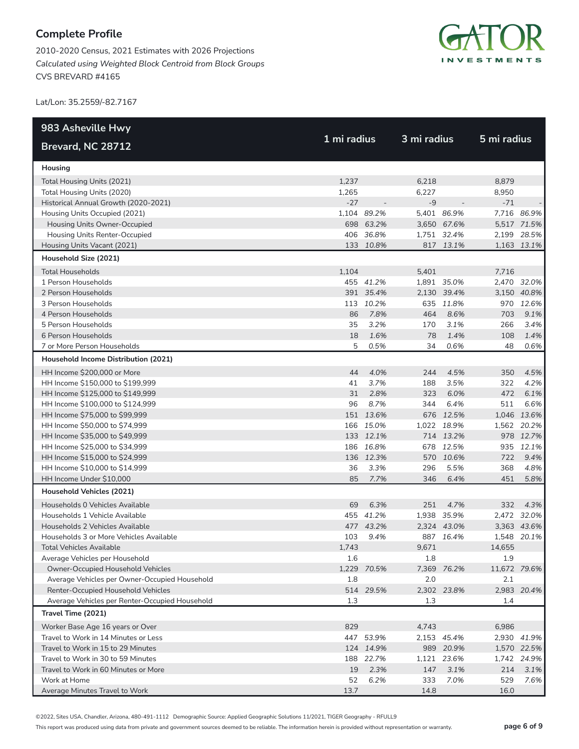# Complete Profile

2010-2020 Census, 2021 Estimates with 2026 Projections
*Calculated using Weighted Block Centroid from Block Groups*
CVS BREVARD #4165

Lat/Lon: 35.2559/-82.7167

| 983 Asheville Hwy<br>Brevard, NC 28712 | 1 mi radius | | 3 mi radius | | 5 mi radius | |
|---|---|---|---|---|---|---|
| **Housing** | | | | | | |
| Total Housing Units (2021) | 1,237 | | 6,218 | | 8,879 | |
| Total Housing Units (2020) | 1,265 | | 6,227 | | 8,950 | |
| Historical Annual Growth (2020-2021) | -27 | - | -9 | - | -71 | - |
| Housing Units Occupied (2021) | 1,104 | *89.2%* | 5,401 | *86.9%* | 7,716 | *86.9%* |
| Housing Units Owner-Occupied | 698 | *63.2%* | 3,650 | *67.6%* | 5,517 | *71.5%* |
| Housing Units Renter-Occupied | 406 | *36.8%* | 1,751 | *32.4%* | 2,199 | *28.5%* |
| Housing Units Vacant (2021) | 133 | *10.8%* | 817 | *13.1%* | 1,163 | *13.1%* |
| **Household Size (2021)** | | | | | | |
| Total Households | 1,104 | | 5,401 | | 7,716 | |
| 1 Person Households | 455 | *41.2%* | 1,891 | *35.0%* | 2,470 | *32.0%* |
| 2 Person Households | 391 | *35.4%* | 2,130 | *39.4%* | 3,150 | *40.8%* |
| 3 Person Households | 113 | *10.2%* | 635 | *11.8%* | 970 | *12.6%* |
| 4 Person Households | 86 | *7.8%* | 464 | *8.6%* | 703 | *9.1%* |
| 5 Person Households | 35 | *3.2%* | 170 | *3.1%* | 266 | *3.4%* |
| 6 Person Households | 18 | *1.6%* | 78 | *1.4%* | 108 | *1.4%* |
| 7 or More Person Households | 5 | *0.5%* | 34 | *0.6%* | 48 | *0.6%* |
| **Household Income Distribution (2021)** | | | | | | |
| HH Income $200,000 or More | 44 | *4.0%* | 244 | *4.5%* | 350 | *4.5%* |
| HH Income $150,000 to $199,999 | 41 | *3.7%* | 188 | *3.5%* | 322 | *4.2%* |
| HH Income $125,000 to $149,999 | 31 | *2.8%* | 323 | *6.0%* | 472 | *6.1%* |
| HH Income $100,000 to $124,999 | 96 | *8.7%* | 344 | *6.4%* | 511 | *6.6%* |
| HH Income $75,000 to $99,999 | 151 | *13.6%* | 676 | *12.5%* | 1,046 | *13.6%* |
| HH Income $50,000 to $74,999 | 166 | *15.0%* | 1,022 | *18.9%* | 1,562 | *20.2%* |
| HH Income $35,000 to $49,999 | 133 | *12.1%* | 714 | *13.2%* | 978 | *12.7%* |
| HH Income $25,000 to $34,999 | 186 | *16.8%* | 678 | *12.5%* | 935 | *12.1%* |
| HH Income $15,000 to $24,999 | 136 | *12.3%* | 570 | *10.6%* | 722 | *9.4%* |
| HH Income $10,000 to $14,999 | 36 | *3.3%* | 296 | *5.5%* | 368 | *4.8%* |
| HH Income Under $10,000 | 85 | *7.7%* | 346 | *6.4%* | 451 | *5.8%* |
| **Household Vehicles (2021)** | | | | | | |
| Households 0 Vehicles Available | 69 | *6.3%* | 251 | *4.7%* | 332 | *4.3%* |
| Households 1 Vehicle Available | 455 | *41.2%* | 1,938 | *35.9%* | 2,472 | *32.0%* |
| Households 2 Vehicles Available | 477 | *43.2%* | 2,324 | *43.0%* | 3,363 | *43.6%* |
| Households 3 or More Vehicles Available | 103 | *9.4%* | 887 | *16.4%* | 1,548 | *20.1%* |
| Total Vehicles Available | 1,743 | | 9,671 | | 14,655 | |
| Average Vehicles per Household | 1.6 | | 1.8 | | 1.9 | |
| Owner-Occupied Household Vehicles | 1,229 | *70.5%* | 7,369 | *76.2%* | 11,672 | *79.6%* |
| Average Vehicles per Owner-Occupied Household | 1.8 | | 2.0 | | 2.1 | |
| Renter-Occupied Household Vehicles | 514 | *29.5%* | 2,302 | *23.8%* | 2,983 | *20.4%* |
| Average Vehicles per Renter-Occupied Household | 1.3 | | 1.3 | | 1.4 | |
| **Travel Time (2021)** | | | | | | |
| Worker Base Age 16 years or Over | 829 | | 4,743 | | 6,986 | |
| Travel to Work in 14 Minutes or Less | 447 | *53.9%* | 2,153 | *45.4%* | 2,930 | *41.9%* |
| Travel to Work in 15 to 29 Minutes | 124 | *14.9%* | 989 | *20.9%* | 1,570 | *22.5%* |
| Travel to Work in 30 to 59 Minutes | 188 | *22.7%* | 1,121 | *23.6%* | 1,742 | *24.9%* |
| Travel to Work in 60 Minutes or More | 19 | *2.3%* | 147 | *3.1%* | 214 | *3.1%* |
| Work at Home | 52 | *6.2%* | 333 | *7.0%* | 529 | *7.6%* |
| Average Minutes Travel to Work | 13.7 | | 14.8 | | 16.0 | |

©2022, Sites USA, Chandler, Arizona, 480-491-1112 Demographic Source: Applied Geographic Solutions 11/2021, TIGER Geography - RFULL9

This report was produced using data from private and government sources deemed to be reliable. The information herein is provided without representation or warranty.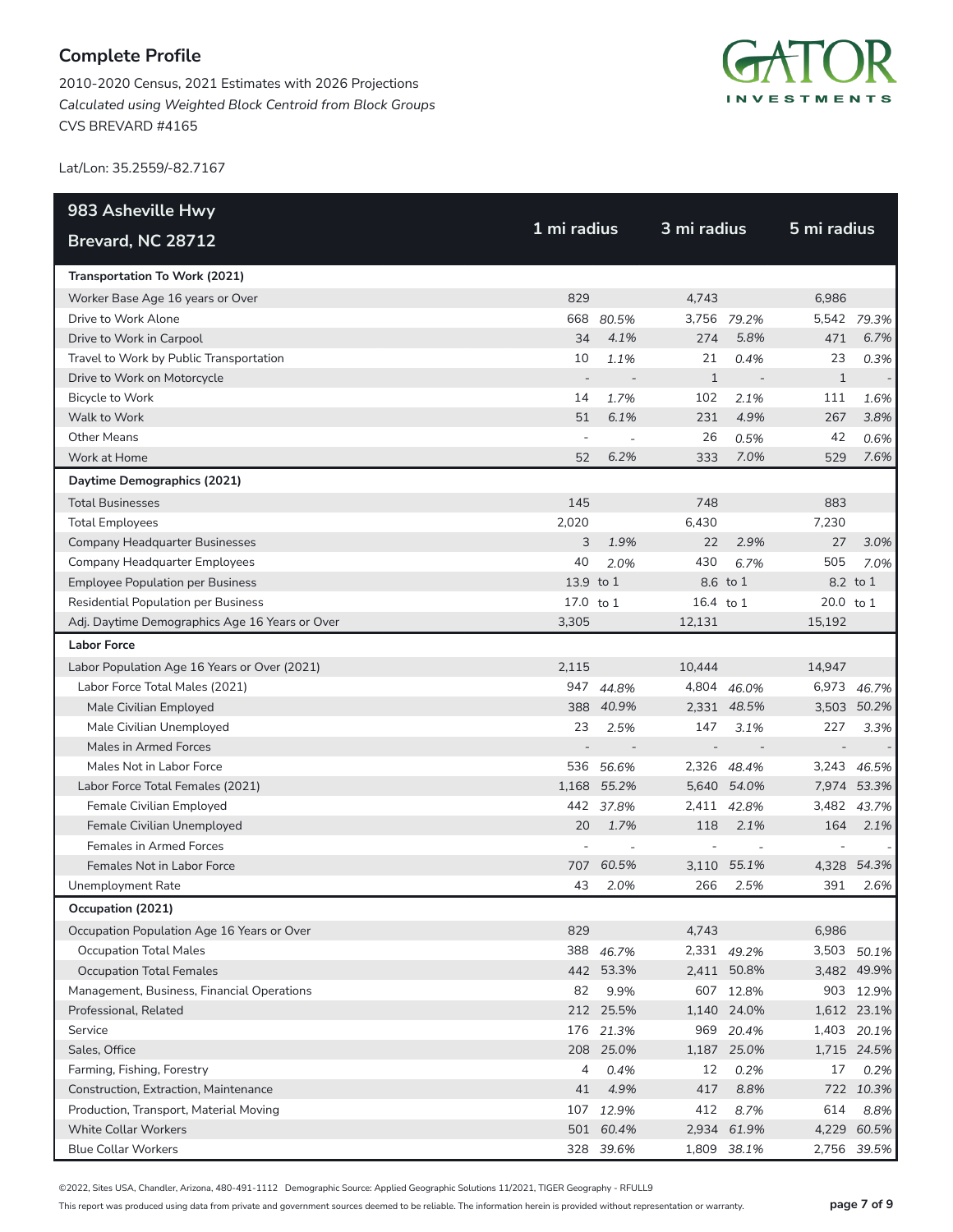## Complete Profile

2010-2020 Census, 2021 Estimates with 2026 Projections
*Calculated using Weighted Block Centroid from Block Groups*
CVS BREVARD #4165

Lat/Lon: 35.2559/-82.7167

| 983 Asheville Hwy<br>Brevard, NC 28712 | 1 mi radius | | 3 mi radius | | 5 mi radius | |
|---|---|---|---|---|---|---|
| **Transportation To Work (2021)** | | | | | | |
| Worker Base Age 16 years or Over | 829 | | 4,743 | | 6,986 | |
| Drive to Work Alone | 668 | *80.5%* | 3,756 | *79.2%* | 5,542 | *79.3%* |
| Drive to Work in Carpool | 34 | *4.1%* | 274 | *5.8%* | 471 | *6.7%* |
| Travel to Work by Public Transportation | 10 | *1.1%* | 21 | *0.4%* | 23 | *0.3%* |
| Drive to Work on Motorcycle | - | - | 1 | - | 1 | - |
| Bicycle to Work | 14 | *1.7%* | 102 | *2.1%* | 111 | *1.6%* |
| Walk to Work | 51 | *6.1%* | 231 | *4.9%* | 267 | *3.8%* |
| Other Means | - | - | 26 | *0.5%* | 42 | *0.6%* |
| Work at Home | 52 | *6.2%* | 333 | *7.0%* | 529 | *7.6%* |
| **Daytime Demographics (2021)** | | | | | | |
| Total Businesses | 145 | | 748 | | 883 | |
| Total Employees | 2,020 | | 6,430 | | 7,230 | |
| Company Headquarter Businesses | 3 | *1.9%* | 22 | *2.9%* | 27 | *3.0%* |
| Company Headquarter Employees | 40 | *2.0%* | 430 | *6.7%* | 505 | *7.0%* |
| Employee Population per Business | 13.9 | to 1 | 8.6 | to 1 | 8.2 | to 1 |
| Residential Population per Business | 17.0 | to 1 | 16.4 | to 1 | 20.0 | to 1 |
| Adj. Daytime Demographics Age 16 Years or Over | 3,305 | | 12,131 | | 15,192 | |
| **Labor Force** | | | | | | |
| Labor Population Age 16 Years or Over (2021) | 2,115 | | 10,444 | | 14,947 | |
| Labor Force Total Males (2021) | 947 | *44.8%* | 4,804 | *46.0%* | 6,973 | *46.7%* |
| Male Civilian Employed | 388 | *40.9%* | 2,331 | *48.5%* | 3,503 | *50.2%* |
| Male Civilian Unemployed | 23 | *2.5%* | 147 | *3.1%* | 227 | *3.3%* |
| Males in Armed Forces | - | - | - | - | - | - |
| Males Not in Labor Force | 536 | *56.6%* | 2,326 | *48.4%* | 3,243 | *46.5%* |
| Labor Force Total Females (2021) | 1,168 | *55.2%* | 5,640 | *54.0%* | 7,974 | *53.3%* |
| Female Civilian Employed | 442 | *37.8%* | 2,411 | *42.8%* | 3,482 | *43.7%* |
| Female Civilian Unemployed | 20 | *1.7%* | 118 | *2.1%* | 164 | *2.1%* |
| Females in Armed Forces | - | - | - | - | - | - |
| Females Not in Labor Force | 707 | *60.5%* | 3,110 | *55.1%* | 4,328 | *54.3%* |
| Unemployment Rate | 43 | *2.0%* | 266 | *2.5%* | 391 | *2.6%* |
| **Occupation (2021)** | | | | | | |
| Occupation Population Age 16 Years or Over | 829 | | 4,743 | | 6,986 | |
| Occupation Total Males | 388 | *46.7%* | 2,331 | *49.2%* | 3,503 | *50.1%* |
| Occupation Total Females | 442 | 53.3% | 2,411 | 50.8% | 3,482 | 49.9% |
| Management, Business, Financial Operations | 82 | 9.9% | 607 | 12.8% | 903 | 12.9% |
| Professional, Related | 212 | 25.5% | 1,140 | 24.0% | 1,612 | 23.1% |
| Service | 176 | *21.3%* | 969 | *20.4%* | 1,403 | *20.1%* |
| Sales, Office | 208 | 25.0% | 1,187 | 25.0% | 1,715 | 24.5% |
| Farming, Fishing, Forestry | 4 | *0.4%* | 12 | *0.2%* | 17 | *0.2%* |
| Construction, Extraction, Maintenance | 41 | *4.9%* | 417 | *8.8%* | 722 | *10.3%* |
| Production, Transport, Material Moving | 107 | *12.9%* | 412 | *8.7%* | 614 | *8.8%* |
| White Collar Workers | 501 | *60.4%* | 2,934 | *61.9%* | 4,229 | *60.5%* |
| Blue Collar Workers | 328 | *39.6%* | 1,809 | *38.1%* | 2,756 | *39.5%* |

©2022, Sites USA, Chandler, Arizona, 480-491-1112 Demographic Source: Applied Geographic Solutions 11/2021, TIGER Geography - RFULL9

This report was produced using data from private and government sources deemed to be reliable. The information herein is provided without representation or warranty.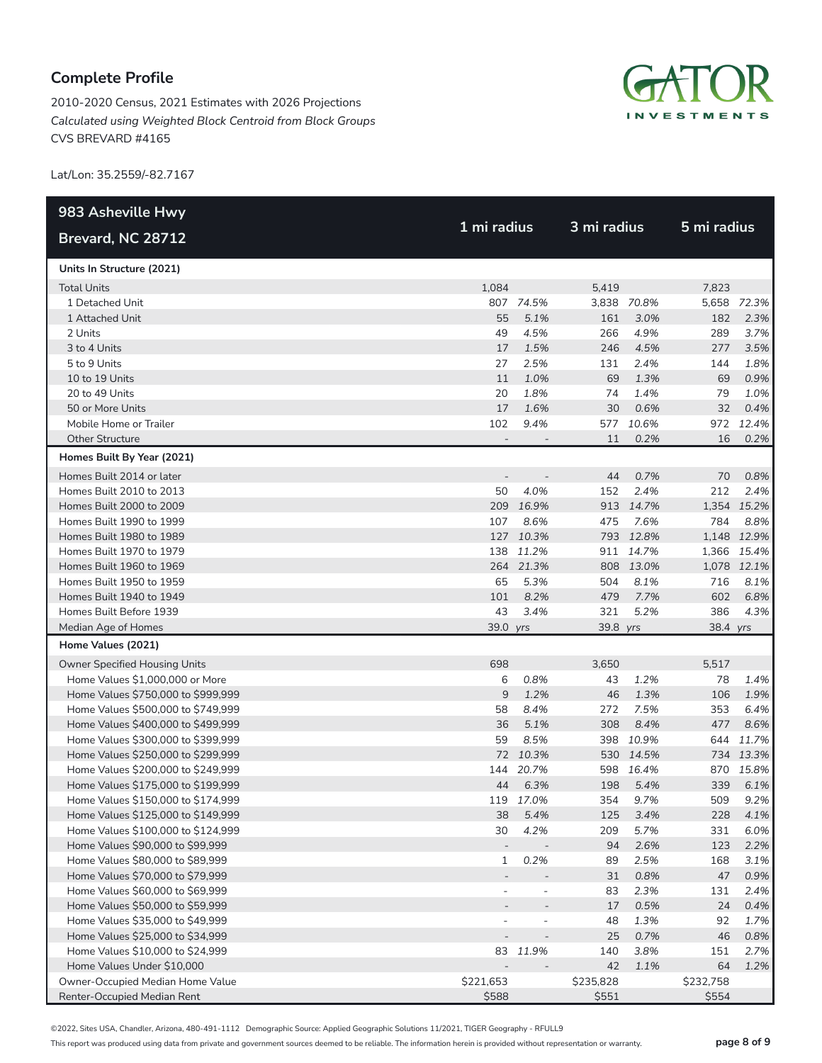## Complete Profile

2010-2020 Census, 2021 Estimates with 2026 Projections
*Calculated using Weighted Block Centroid from Block Groups*
CVS BREVARD #4165

Lat/Lon: 35.2559/-82.7167

| 983 Asheville Hwy Brevard, NC 28712 | 1 mi radius | | 3 mi radius | | 5 mi radius | |
|---|---|---|---|---|---|---|
| **Units In Structure (2021)** | | | | | | |
| Total Units | 1,084 | | 5,419 | | 7,823 | |
| 1 Detached Unit | 807 | *74.5%* | 3,838 | *70.8%* | 5,658 | *72.3%* |
| 1 Attached Unit | 55 | *5.1%* | 161 | *3.0%* | 182 | *2.3%* |
| 2 Units | 49 | *4.5%* | 266 | *4.9%* | 289 | *3.7%* |
| 3 to 4 Units | 17 | *1.5%* | 246 | *4.5%* | 277 | *3.5%* |
| 5 to 9 Units | 27 | *2.5%* | 131 | *2.4%* | 144 | *1.8%* |
| 10 to 19 Units | 11 | *1.0%* | 69 | *1.3%* | 69 | *0.9%* |
| 20 to 49 Units | 20 | *1.8%* | 74 | *1.4%* | 79 | *1.0%* |
| 50 or More Units | 17 | *1.6%* | 30 | *0.6%* | 32 | *0.4%* |
| Mobile Home or Trailer | 102 | *9.4%* | 577 | *10.6%* | 972 | *12.4%* |
| Other Structure | - | - | 11 | *0.2%* | 16 | *0.2%* |
| **Homes Built By Year (2021)** | | | | | | |
| Homes Built 2014 or later | - | - | 44 | *0.7%* | 70 | *0.8%* |
| Homes Built 2010 to 2013 | 50 | *4.0%* | 152 | *2.4%* | 212 | *2.4%* |
| Homes Built 2000 to 2009 | 209 | *16.9%* | 913 | *14.7%* | 1,354 | *15.2%* |
| Homes Built 1990 to 1999 | 107 | *8.6%* | 475 | *7.6%* | 784 | *8.8%* |
| Homes Built 1980 to 1989 | 127 | *10.3%* | 793 | *12.8%* | 1,148 | *12.9%* |
| Homes Built 1970 to 1979 | 138 | *11.2%* | 911 | *14.7%* | 1,366 | *15.4%* |
| Homes Built 1960 to 1969 | 264 | *21.3%* | 808 | *13.0%* | 1,078 | *12.1%* |
| Homes Built 1950 to 1959 | 65 | *5.3%* | 504 | *8.1%* | 716 | *8.1%* |
| Homes Built 1940 to 1949 | 101 | *8.2%* | 479 | *7.7%* | 602 | *6.8%* |
| Homes Built Before 1939 | 43 | *3.4%* | 321 | *5.2%* | 386 | *4.3%* |
| Median Age of Homes | 39.0 | *yrs* | 39.8 | *yrs* | 38.4 | *yrs* |
| **Home Values (2021)** | | | | | | |
| Owner Specified Housing Units | 698 | | 3,650 | | 5,517 | |
| Home Values $1,000,000 or More | 6 | *0.8%* | 43 | *1.2%* | 78 | *1.4%* |
| Home Values $750,000 to $999,999 | 9 | *1.2%* | 46 | *1.3%* | 106 | *1.9%* |
| Home Values $500,000 to $749,999 | 58 | *8.4%* | 272 | *7.5%* | 353 | *6.4%* |
| Home Values $400,000 to $499,999 | 36 | *5.1%* | 308 | *8.4%* | 477 | *8.6%* |
| Home Values $300,000 to $399,999 | 59 | *8.5%* | 398 | *10.9%* | 644 | *11.7%* |
| Home Values $250,000 to $299,999 | 72 | *10.3%* | 530 | *14.5%* | 734 | *13.3%* |
| Home Values $200,000 to $249,999 | 144 | *20.7%* | 598 | *16.4%* | 870 | *15.8%* |
| Home Values $175,000 to $199,999 | 44 | *6.3%* | 198 | *5.4%* | 339 | *6.1%* |
| Home Values $150,000 to $174,999 | 119 | *17.0%* | 354 | *9.7%* | 509 | *9.2%* |
| Home Values $125,000 to $149,999 | 38 | *5.4%* | 125 | *3.4%* | 228 | *4.1%* |
| Home Values $100,000 to $124,999 | 30 | *4.2%* | 209 | *5.7%* | 331 | *6.0%* |
| Home Values $90,000 to $99,999 | - | - | 94 | *2.6%* | 123 | *2.2%* |
| Home Values $80,000 to $89,999 | 1 | *0.2%* | 89 | *2.5%* | 168 | *3.1%* |
| Home Values $70,000 to $79,999 | - | - | 31 | *0.8%* | 47 | *0.9%* |
| Home Values $60,000 to $69,999 | - | - | 83 | *2.3%* | 131 | *2.4%* |
| Home Values $50,000 to $59,999 | - | - | 17 | *0.5%* | 24 | *0.4%* |
| Home Values $35,000 to $49,999 | - | - | 48 | *1.3%* | 92 | *1.7%* |
| Home Values $25,000 to $34,999 | - | - | 25 | *0.7%* | 46 | *0.8%* |
| Home Values $10,000 to $24,999 | 83 | *11.9%* | 140 | *3.8%* | 151 | *2.7%* |
| Home Values Under $10,000 | - | - | 42 | *1.1%* | 64 | *1.2%* |
| Owner-Occupied Median Home Value | $221,653 | | $235,828 | | $232,758 | |
| Renter-Occupied Median Rent | $588 | | $551 | | $554 | |

©2022, Sites USA, Chandler, Arizona, 480-491-1112 Demographic Source: Applied Geographic Solutions 11/2021, TIGER Geography - RFULL9

This report was produced using data from private and government sources deemed to be reliable. The information herein is provided without representation or warranty.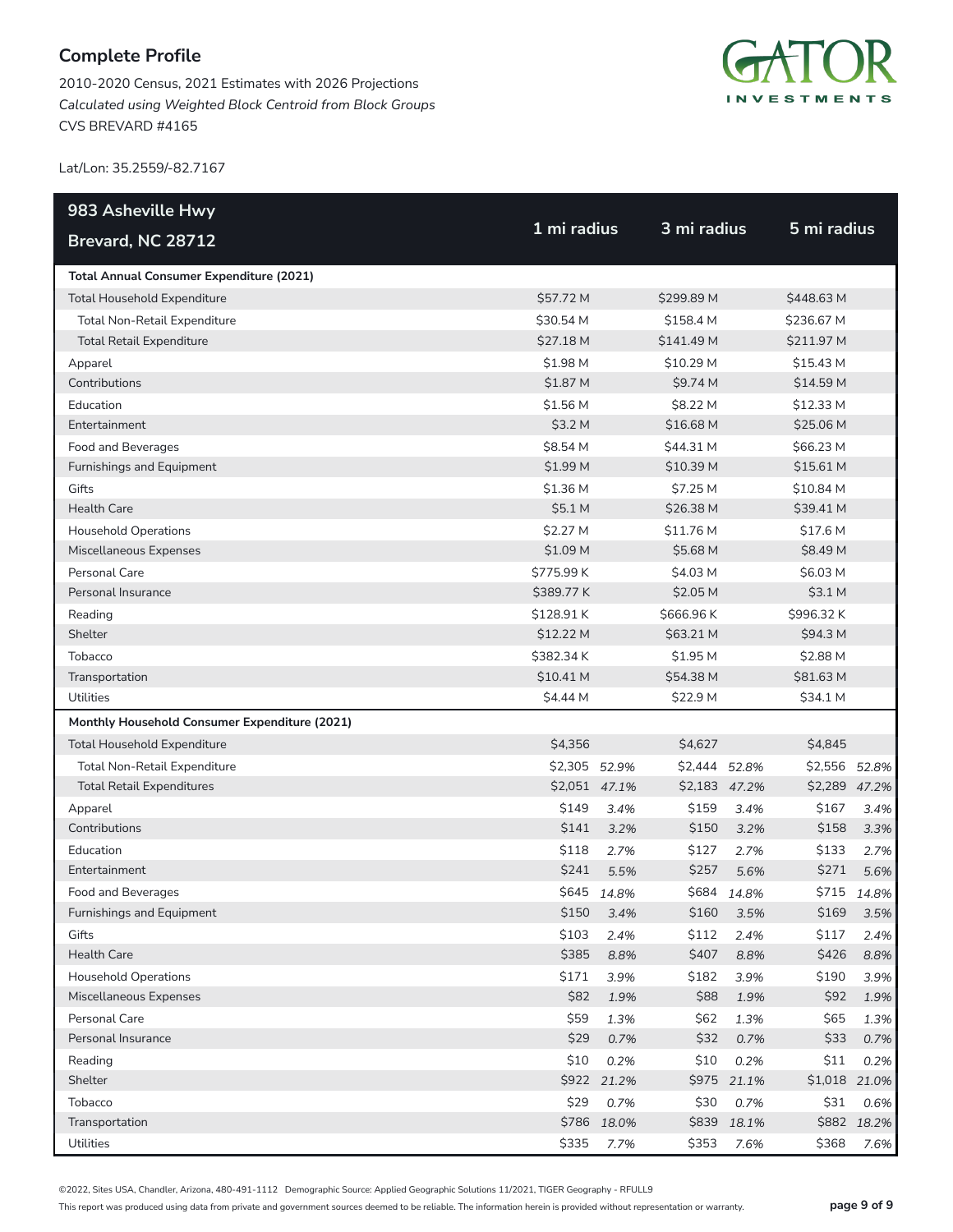**Complete Profile**

2010-2020 Census, 2021 Estimates with 2026 Projections

*Calculated using Weighted Block Centroid from Block Groups*

CVS BREVARD #4165

Lat/Lon: 35.2559/-82.7167

| 983 Asheville Hwy Brevard, NC 28712 | 1 mi radius | | 3 mi radius | | 5 mi radius | |
|---|---|---|---|---|---|---|
| **Total Annual Consumer Expenditure (2021)** | | | | | | |
| Total Household Expenditure | $57.72 M | | $299.89 M | | $448.63 M | |
| Total Non-Retail Expenditure | $30.54 M | | $158.4 M | | $236.67 M | |
| Total Retail Expenditure | $27.18 M | | $141.49 M | | $211.97 M | |
| Apparel | $1.98 M | | $10.29 M | | $15.43 M | |
| Contributions | $1.87 M | | $9.74 M | | $14.59 M | |
| Education | $1.56 M | | $8.22 M | | $12.33 M | |
| Entertainment | $3.2 M | | $16.68 M | | $25.06 M | |
| Food and Beverages | $8.54 M | | $44.31 M | | $66.23 M | |
| Furnishings and Equipment | $1.99 M | | $10.39 M | | $15.61 M | |
| Gifts | $1.36 M | | $7.25 M | | $10.84 M | |
| Health Care | $5.1 M | | $26.38 M | | $39.41 M | |
| Household Operations | $2.27 M | | $11.76 M | | $17.6 M | |
| Miscellaneous Expenses | $1.09 M | | $5.68 M | | $8.49 M | |
| Personal Care | $775.99 K | | $4.03 M | | $6.03 M | |
| Personal Insurance | $389.77 K | | $2.05 M | | $3.1 M | |
| Reading | $128.91 K | | $666.96 K | | $996.32 K | |
| Shelter | $12.22 M | | $63.21 M | | $94.3 M | |
| Tobacco | $382.34 K | | $1.95 M | | $2.88 M | |
| Transportation | $10.41 M | | $54.38 M | | $81.63 M | |
| Utilities | $4.44 M | | $22.9 M | | $34.1 M | |
| **Monthly Household Consumer Expenditure (2021)** | | | | | | |
| Total Household Expenditure | $4,356 | | $4,627 | | $4,845 | |
| Total Non-Retail Expenditure | $2,305 | *52.9%* | $2,444 | *52.8%* | $2,556 | *52.8%* |
| Total Retail Expenditures | $2,051 | *47.1%* | $2,183 | *47.2%* | $2,289 | *47.2%* |
| Apparel | $149 | *3.4%* | $159 | *3.4%* | $167 | *3.4%* |
| Contributions | $141 | *3.2%* | $150 | *3.2%* | $158 | *3.3%* |
| Education | $118 | *2.7%* | $127 | *2.7%* | $133 | *2.7%* |
| Entertainment | $241 | *5.5%* | $257 | *5.6%* | $271 | *5.6%* |
| Food and Beverages | $645 | *14.8%* | $684 | *14.8%* | $715 | *14.8%* |
| Furnishings and Equipment | $150 | *3.4%* | $160 | *3.5%* | $169 | *3.5%* |
| Gifts | $103 | *2.4%* | $112 | *2.4%* | $117 | *2.4%* |
| Health Care | $385 | *8.8%* | $407 | *8.8%* | $426 | *8.8%* |
| Household Operations | $171 | *3.9%* | $182 | *3.9%* | $190 | *3.9%* |
| Miscellaneous Expenses | $82 | *1.9%* | $88 | *1.9%* | $92 | *1.9%* |
| Personal Care | $59 | *1.3%* | $62 | *1.3%* | $65 | *1.3%* |
| Personal Insurance | $29 | *0.7%* | $32 | *0.7%* | $33 | *0.7%* |
| Reading | $10 | *0.2%* | $10 | *0.2%* | $11 | *0.2%* |
| Shelter | $922 | *21.2%* | $975 | *21.1%* | $1,018 | *21.0%* |
| Tobacco | $29 | *0.7%* | $30 | *0.7%* | $31 | *0.6%* |
| Transportation | $786 | *18.0%* | $839 | *18.1%* | $882 | *18.2%* |
| Utilities | $335 | *7.7%* | $353 | *7.6%* | $368 | *7.6%* |

©2022, Sites USA, Chandler, Arizona, 480-491-1112 Demographic Source: Applied Geographic Solutions 11/2021, TIGER Geography - RFULL9

This report was produced using data from private and government sources deemed to be reliable. The information herein is provided without representation or warranty.